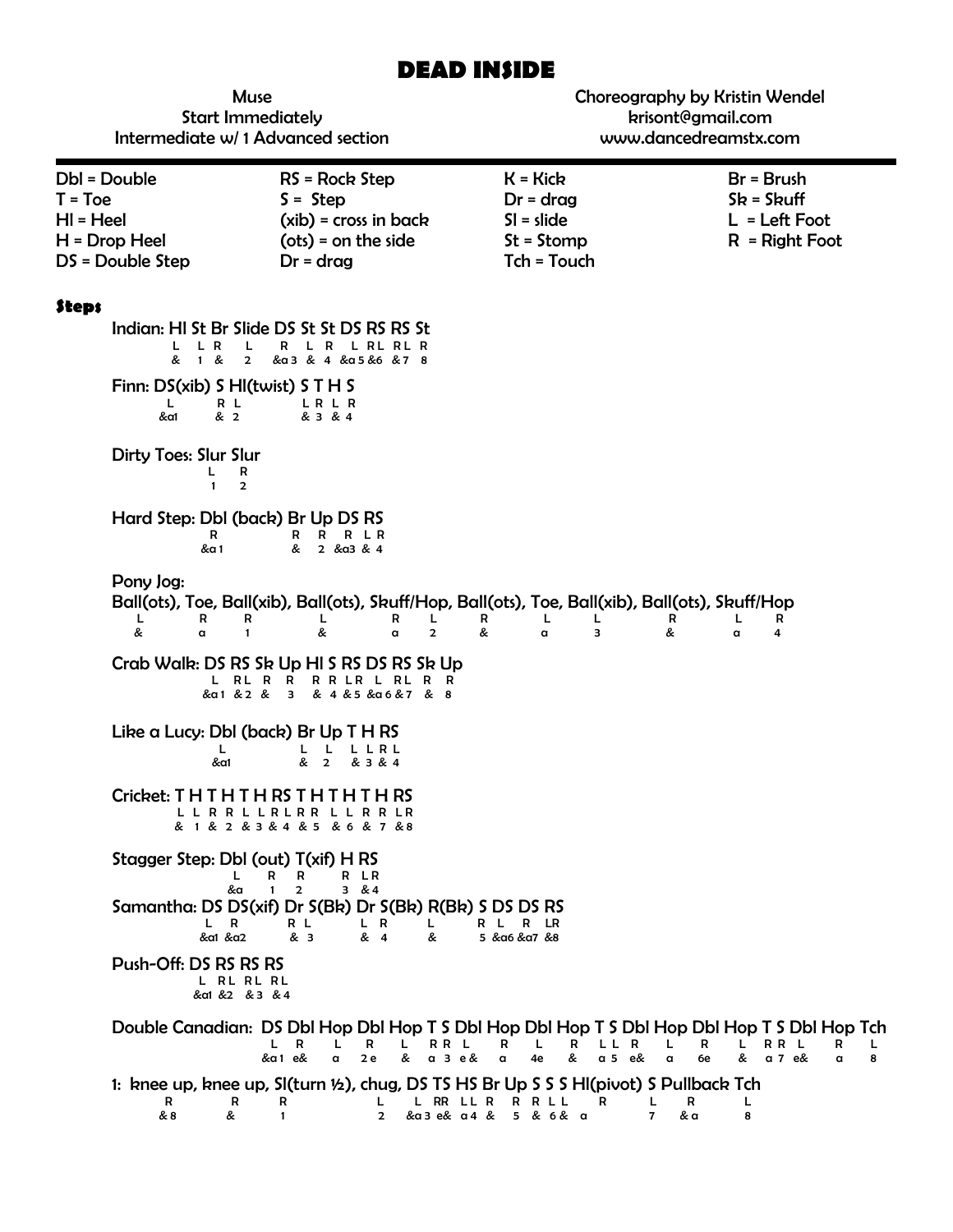# DEAD INSIDE

Muse
Start Immediately
Intermediate w/ 1 Advanced section

Choreography by Kristin Wendel
krisont@gmail.com
www.dancedreamstx.com

| | | | |
|---|---|---|---|
| Dbl = Double | RS = Rock Step | K = Kick | Br = Brush |
| T = Toe | S = Step | Dr = drag | Sk = Skuff |
| Hl = Heel | (xib) = cross in back | Sl = slide | L = Left Foot |
| H = Drop Heel | (ots) = on the side | St = Stomp | R = Right Foot |
| DS = Double Step | Dr = drag | Tch = Touch | |

### Steps

```
Indian: Hl St Br Slide DS St St DS RS RS St
        L  L R   L     R  L  R  L RL RL R
        &  1 &   2     &a3 & 4  &a5 &6 &7 8

Finn: DS(xib) S Hl(twist) S T H S
      L       R L         L R L R
      &a1     & 2         & 3 & 4

Dirty Toes: Slur Slur
            L    R
            1    2

Hard Step: Dbl (back) Br Up DS RS
           R          R  R  R LR
           &a1        &  2  &a3 & 4

Pony Jog:
Ball(ots), Toe, Ball(xib), Ball(ots), Skuff/Hop, Ball(ots), Toe, Ball(xib), Ball(ots), Skuff/Hop
L          R    R          L          R   L      R          L    L          R          L   R
&          a    1          &          a   2      &          a    3          &          a   4

Crab Walk: DS RS Sk Up Hl S RS DS RS Sk Up
           L  RL R  R  R  R LR L  RL R  R
           &a1 &2 & 3  &  4 &5 &a6 &7 & 8

Like a Lucy: Dbl (back) Br Up T H RS
             L          L  L  L L RL
             &a1        &  2  & 3 & 4

Cricket: T H T H T H RS T H T H T H RS
         L L R R L L RL R R L L R R LR
         & 1 & 2 & 3 & 4 & 5 & 6 & 7 &8

Stagger Step: Dbl (out) T(xif) H RS
              L         R      R R LR
              &a        1      2 3 &4

Samantha: DS DS(xif) Dr S(Bk) Dr S(Bk) R(Bk) S DS DS RS
          L  R          R L      L R      L     R L  R LR
          &a1 &a2       & 3      & 4      &     5 &a6 &a7 &8

Push-Off: DS RS RS RS
          L  RL RL RL
          &a1 &2 &3 &4

Double Canadian: DS Dbl Hop Dbl Hop T S Dbl Hop Dbl Hop T S Dbl Hop Dbl Hop T S Dbl Hop Tch
                 L  R   L   R   L   R R L   R   L   R   L L R   L   R   L   R R L   R   L
                 &a1 e& a   2e  &   a 3 e&  a   4e  &   a 5 e&  a   6e  &   a 7 e&  a   8

1: knee up, knee up, Sl(turn ½), chug, DS TS HS Br Up S S S Hl(pivot) S Pullback Tch
   R        R        R           L     L  RR LL R  R R L L  R         L R        L
   & 8      &        1           2     &a3 e& a4 & 5 & 6 & a          7 & a      8
```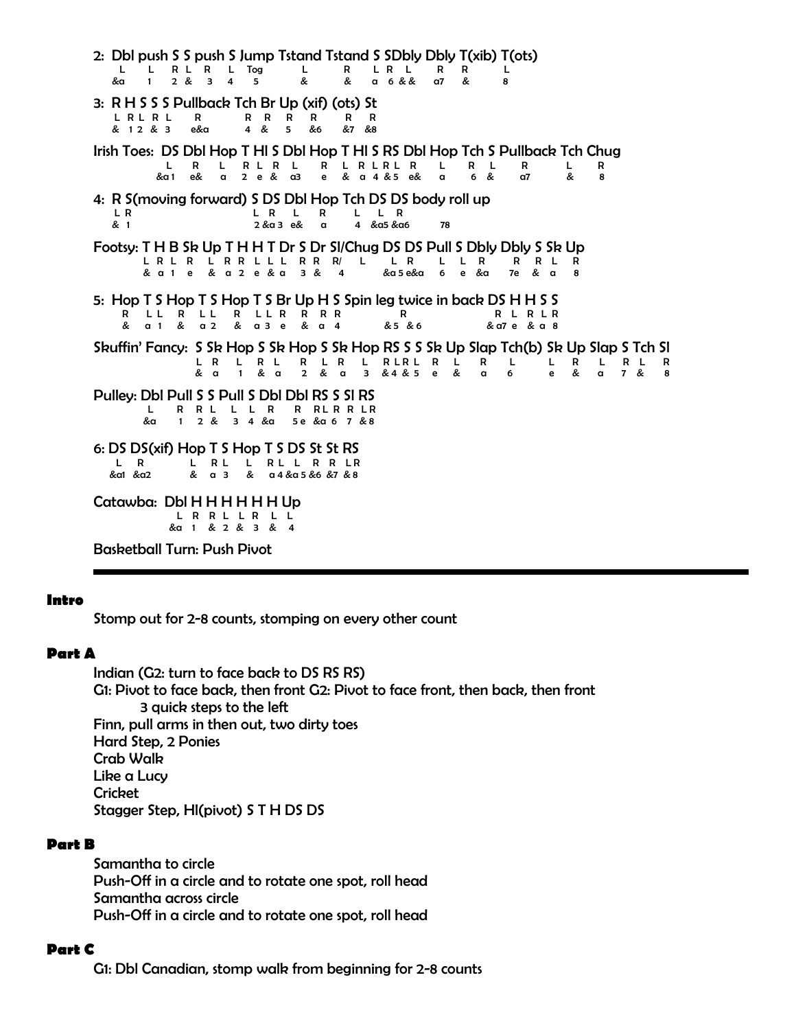2: Dbl push S S push S Jump Tstand Tstand S SDbly Dbly T(xib) T(ots)

```
    L     L   R L  R   L  Tog        L         R    L R  L     R   R        L
   &a     1   2 &  3   4   5         &         &    a  6 & &   a7  &        8
```

3: R H S S S Pullback Tch Br Up (xif) (ots) St

```
 L R L R L     R        R  R   R   R     R   R
 &  1 2  &  3   e&a      4  &   5   &6    &7  &8
```

Irish Toes: DS Dbl Hop T Hl S Dbl Hop T Hl S RS Dbl Hop Tch S Pullback Tch Chug

```
          L    R    L   R L  R   L    R   L  R L R L  R    L     R  L     R      L     R
         &a1   e&   a   2  e  &  a3   e   &  a 4 &5  e&   a     6  &     a7     &     8
```

4: R S(moving forward) S DS Dbl Hop Tch DS DS body roll up

```
 L R                    L  R    L    R     L   L  R
 &  1                   2 &a3  e&    a     4  &a5 &a6     78
```

Footsy: T H B Sk Up T H H T Dr S Dr Sl/Chug DS DS Pull S Dbly Dbly S Sk Up

```
       L R L  R   L  R R  L L L  R R  R/   L     L  R     L   L   R     R   R  L   R
       &  a 1  e   &  a 2  e  & a  3  &   4      &a5 e&a   6   e   &a    7e  &  a   8
```

5: Hop T S Hop T S Hop T S Br Up H S Spin leg twice in back DS H H S S

```
 R   L L   R   L L   R   L L R   R  R R           R               R  L  R L R
 &   a 1   &   a 2   &   a 3 e   &  a 4          &5  &6            & a7 e  & a 8
```

Skuffin' Fancy: S Sk Hop S Sk Hop S Sk Hop RS S S Sk Up Slap Tch(b) Sk Up Slap S Tch Sl

```
              L  R     L   R  L    R   L  R    L   R L R L   R    L     R     L       L   R    L   R  L    R
              &  a     1   &  a    2   &  a    3   & 4 & 5   e    &     a     6       e   &    a   7  &    8
```

Pulley: Dbl Pull S S Pull S Dbl Dbl RS S Sl RS

```
        L     R  R L   L  L  R    R  R L R R L R
       &a     1  2 &   3  4 &a    5 e  &a 6  7 & 8
```

6: DS DS(xif) Hop T S Hop T S DS St St RS

```
  L   R        L  R L   L   R L  L  R  R  L R
 &a1 &a2       &  a 3   &   a 4 &a 5 &6 &7 & 8
```

Catawba: Dbl H H H H H H Up

```
         L  R  R L  L R  L  L
        &a  1  & 2  & 3  &  4
```

Basketball Turn: Push Pivot

---

## Intro

Stomp out for 2-8 counts, stomping on every other count

## Part A

Indian (G2: turn to face back to DS RS RS)
G1: Pivot to face back, then front G2: Pivot to face front, then back, then front
    3 quick steps to the left
Finn, pull arms in then out, two dirty toes
Hard Step, 2 Ponies
Crab Walk
Like a Lucy
Cricket
Stagger Step, Hl(pivot) S T H DS DS

## Part B

Samantha to circle
Push-Off in a circle and to rotate one spot, roll head
Samantha across circle
Push-Off in a circle and to rotate one spot, roll head

## Part C

G1: Dbl Canadian, stomp walk from beginning for 2-8 counts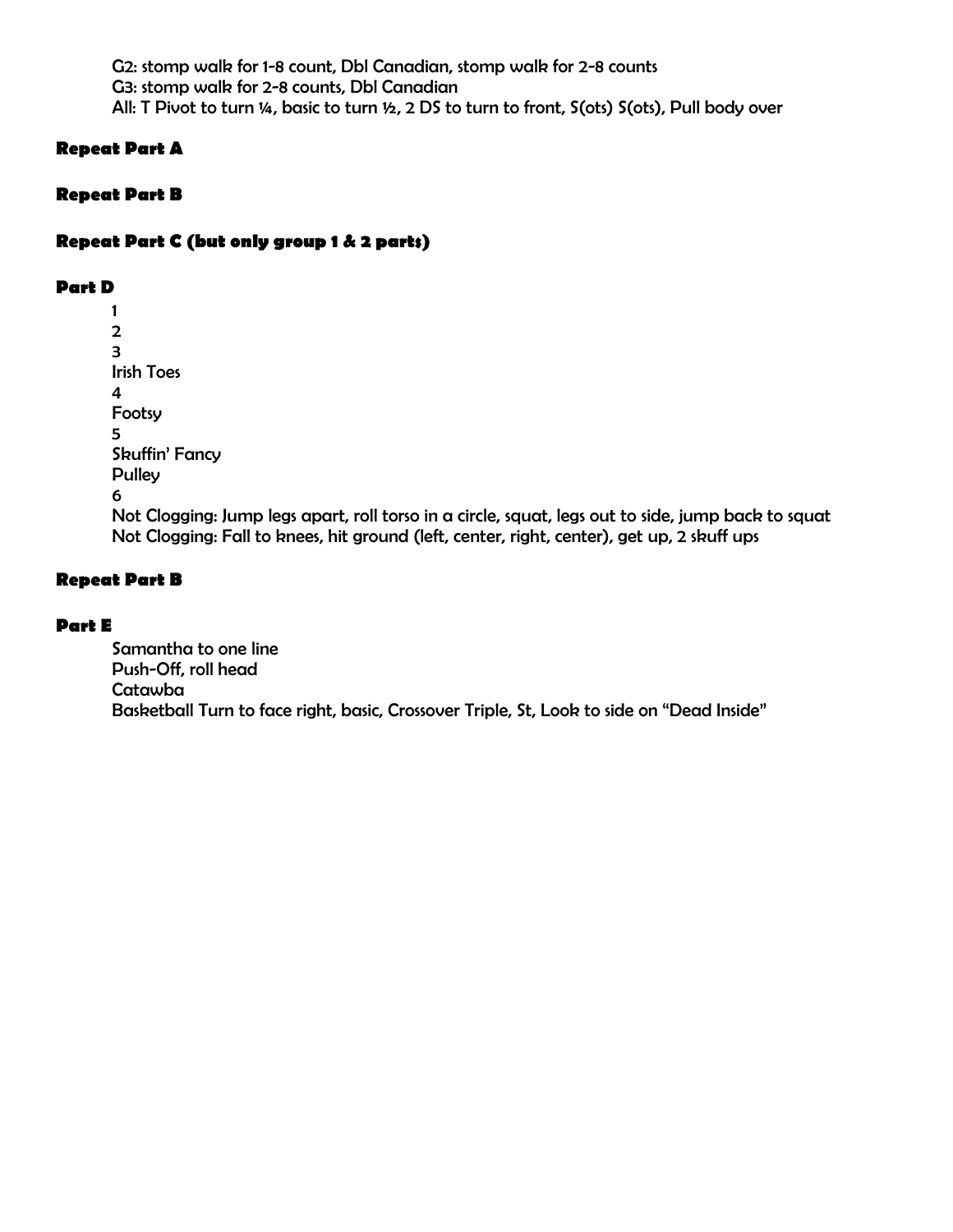G2: stomp walk for 1-8 count, Dbl Canadian, stomp walk for 2-8 counts
G3: stomp walk for 2-8 counts, Dbl Canadian
All: T Pivot to turn ¼, basic to turn ½, 2 DS to turn to front, S(ots) S(ots), Pull body over

**Repeat Part A**

**Repeat Part B**

**Repeat Part C (but only group 1 & 2 parts)**

**Part D**

1
2
3
Irish Toes
4
Footsy
5
Skuffin' Fancy
Pulley
6
Not Clogging: Jump legs apart, roll torso in a circle, squat, legs out to side, jump back to squat
Not Clogging: Fall to knees, hit ground (left, center, right, center), get up, 2 skuff ups

**Repeat Part B**

**Part E**

Samantha to one line
Push-Off, roll head
Catawba
Basketball Turn to face right, basic, Crossover Triple, St, Look to side on "Dead Inside"